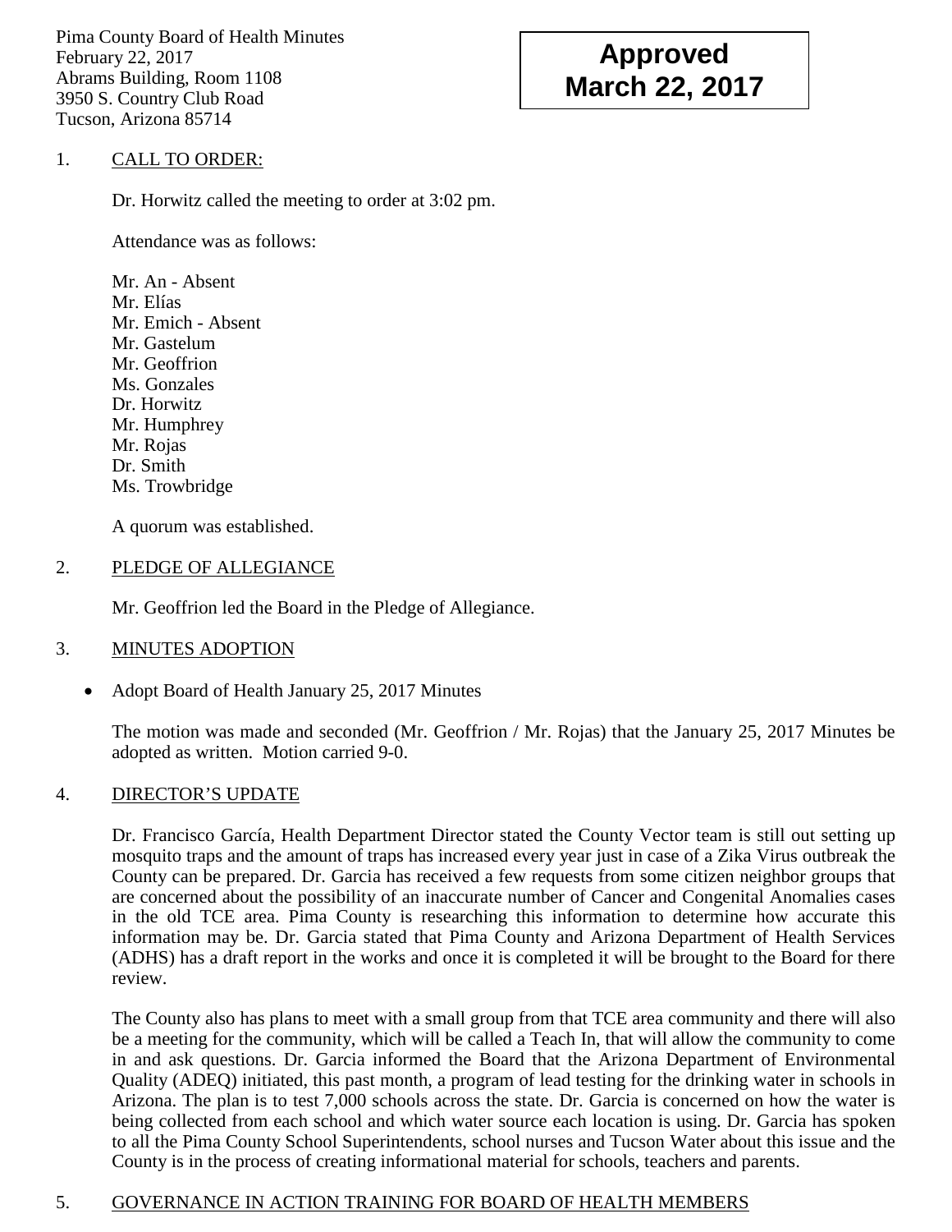Pima County Board of Health Minutes
February 22, 2017
Abrams Building, Room 1108
3950 S. Country Club Road
Tucson, Arizona 85714

**Approved**
**March 22, 2017**

1. CALL TO ORDER:

   Dr. Horwitz called the meeting to order at 3:02 pm.

   Attendance was as follows:

   Mr. An - Absent
   Mr. Elías
   Mr. Emich - Absent
   Mr. Gastelum
   Mr. Geoffrion
   Ms. Gonzales
   Dr. Horwitz
   Mr. Humphrey
   Mr. Rojas
   Dr. Smith
   Ms. Trowbridge

   A quorum was established.

2. PLEDGE OF ALLEGIANCE

   Mr. Geoffrion led the Board in the Pledge of Allegiance.

3. MINUTES ADOPTION

   - Adopt Board of Health January 25, 2017 Minutes

   The motion was made and seconded (Mr. Geoffrion / Mr. Rojas) that the January 25, 2017 Minutes be adopted as written. Motion carried 9-0.

4. DIRECTOR'S UPDATE

   Dr. Francisco García, Health Department Director stated the County Vector team is still out setting up mosquito traps and the amount of traps has increased every year just in case of a Zika Virus outbreak the County can be prepared. Dr. Garcia has received a few requests from some citizen neighbor groups that are concerned about the possibility of an inaccurate number of Cancer and Congenital Anomalies cases in the old TCE area. Pima County is researching this information to determine how accurate this information may be. Dr. Garcia stated that Pima County and Arizona Department of Health Services (ADHS) has a draft report in the works and once it is completed it will be brought to the Board for there review.

   The County also has plans to meet with a small group from that TCE area community and there will also be a meeting for the community, which will be called a Teach In, that will allow the community to come in and ask questions. Dr. Garcia informed the Board that the Arizona Department of Environmental Quality (ADEQ) initiated, this past month, a program of lead testing for the drinking water in schools in Arizona. The plan is to test 7,000 schools across the state. Dr. Garcia is concerned on how the water is being collected from each school and which water source each location is using. Dr. Garcia has spoken to all the Pima County School Superintendents, school nurses and Tucson Water about this issue and the County is in the process of creating informational material for schools, teachers and parents.

5. GOVERNANCE IN ACTION TRAINING FOR BOARD OF HEALTH MEMBERS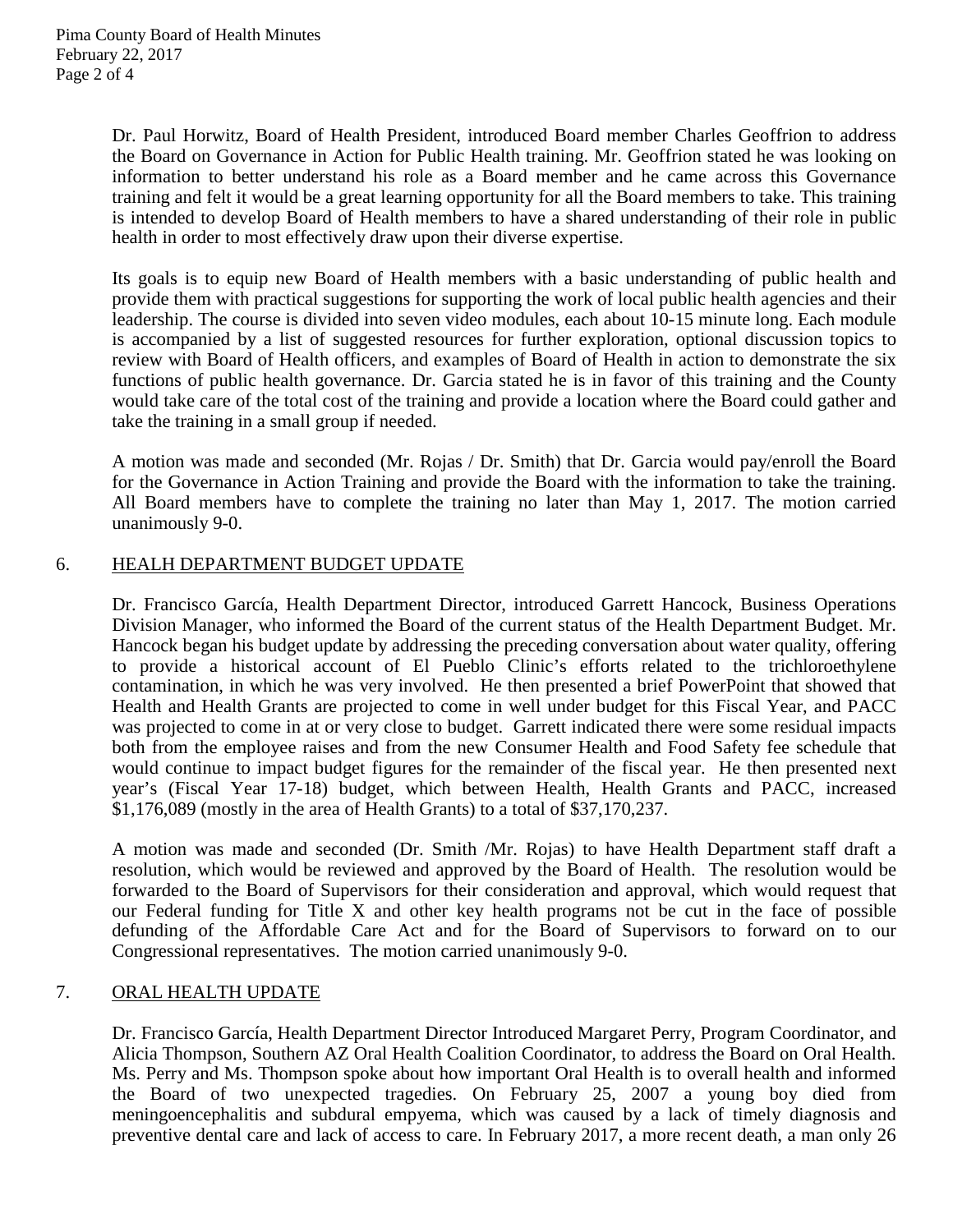Dr. Paul Horwitz, Board of Health President, introduced Board member Charles Geoffrion to address the Board on Governance in Action for Public Health training. Mr. Geoffrion stated he was looking on information to better understand his role as a Board member and he came across this Governance training and felt it would be a great learning opportunity for all the Board members to take. This training is intended to develop Board of Health members to have a shared understanding of their role in public health in order to most effectively draw upon their diverse expertise.

Its goals is to equip new Board of Health members with a basic understanding of public health and provide them with practical suggestions for supporting the work of local public health agencies and their leadership. The course is divided into seven video modules, each about 10-15 minute long. Each module is accompanied by a list of suggested resources for further exploration, optional discussion topics to review with Board of Health officers, and examples of Board of Health in action to demonstrate the six functions of public health governance. Dr. Garcia stated he is in favor of this training and the County would take care of the total cost of the training and provide a location where the Board could gather and take the training in a small group if needed.

A motion was made and seconded (Mr. Rojas / Dr. Smith) that Dr. Garcia would pay/enroll the Board for the Governance in Action Training and provide the Board with the information to take the training. All Board members have to complete the training no later than May 1, 2017. The motion carried unanimously 9-0.

6. HEALH DEPARTMENT BUDGET UPDATE

Dr. Francisco García, Health Department Director, introduced Garrett Hancock, Business Operations Division Manager, who informed the Board of the current status of the Health Department Budget. Mr. Hancock began his budget update by addressing the preceding conversation about water quality, offering to provide a historical account of El Pueblo Clinic's efforts related to the trichloroethylene contamination, in which he was very involved. He then presented a brief PowerPoint that showed that Health and Health Grants are projected to come in well under budget for this Fiscal Year, and PACC was projected to come in at or very close to budget. Garrett indicated there were some residual impacts both from the employee raises and from the new Consumer Health and Food Safety fee schedule that would continue to impact budget figures for the remainder of the fiscal year. He then presented next year's (Fiscal Year 17-18) budget, which between Health, Health Grants and PACC, increased $1,176,089 (mostly in the area of Health Grants) to a total of $37,170,237.

A motion was made and seconded (Dr. Smith /Mr. Rojas) to have Health Department staff draft a resolution, which would be reviewed and approved by the Board of Health. The resolution would be forwarded to the Board of Supervisors for their consideration and approval, which would request that our Federal funding for Title X and other key health programs not be cut in the face of possible defunding of the Affordable Care Act and for the Board of Supervisors to forward on to our Congressional representatives. The motion carried unanimously 9-0.

7. ORAL HEALTH UPDATE

Dr. Francisco García, Health Department Director Introduced Margaret Perry, Program Coordinator, and Alicia Thompson, Southern AZ Oral Health Coalition Coordinator, to address the Board on Oral Health. Ms. Perry and Ms. Thompson spoke about how important Oral Health is to overall health and informed the Board of two unexpected tragedies. On February 25, 2007 a young boy died from meningoencephalitis and subdural empyema, which was caused by a lack of timely diagnosis and preventive dental care and lack of access to care. In February 2017, a more recent death, a man only 26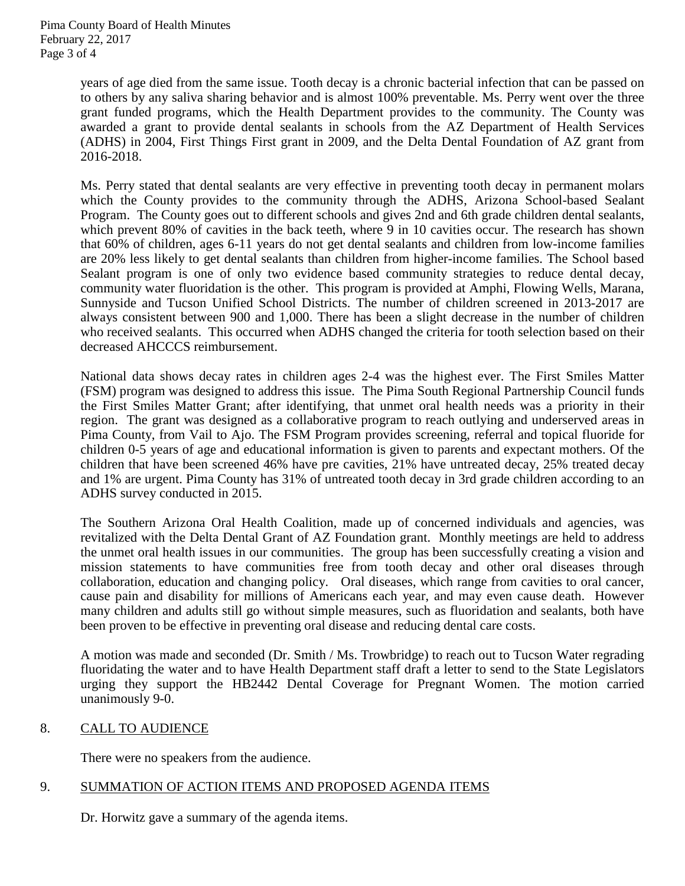years of age died from the same issue. Tooth decay is a chronic bacterial infection that can be passed on to others by any saliva sharing behavior and is almost 100% preventable. Ms. Perry went over the three grant funded programs, which the Health Department provides to the community. The County was awarded a grant to provide dental sealants in schools from the AZ Department of Health Services (ADHS) in 2004, First Things First grant in 2009, and the Delta Dental Foundation of AZ grant from 2016-2018.

Ms. Perry stated that dental sealants are very effective in preventing tooth decay in permanent molars which the County provides to the community through the ADHS, Arizona School-based Sealant Program. The County goes out to different schools and gives 2nd and 6th grade children dental sealants, which prevent 80% of cavities in the back teeth, where 9 in 10 cavities occur. The research has shown that 60% of children, ages 6-11 years do not get dental sealants and children from low-income families are 20% less likely to get dental sealants than children from higher-income families. The School based Sealant program is one of only two evidence based community strategies to reduce dental decay, community water fluoridation is the other. This program is provided at Amphi, Flowing Wells, Marana, Sunnyside and Tucson Unified School Districts. The number of children screened in 2013-2017 are always consistent between 900 and 1,000. There has been a slight decrease in the number of children who received sealants. This occurred when ADHS changed the criteria for tooth selection based on their decreased AHCCCS reimbursement.

National data shows decay rates in children ages 2-4 was the highest ever. The First Smiles Matter (FSM) program was designed to address this issue. The Pima South Regional Partnership Council funds the First Smiles Matter Grant; after identifying, that unmet oral health needs was a priority in their region. The grant was designed as a collaborative program to reach outlying and underserved areas in Pima County, from Vail to Ajo. The FSM Program provides screening, referral and topical fluoride for children 0-5 years of age and educational information is given to parents and expectant mothers. Of the children that have been screened 46% have pre cavities, 21% have untreated decay, 25% treated decay and 1% are urgent. Pima County has 31% of untreated tooth decay in 3rd grade children according to an ADHS survey conducted in 2015.

The Southern Arizona Oral Health Coalition, made up of concerned individuals and agencies, was revitalized with the Delta Dental Grant of AZ Foundation grant. Monthly meetings are held to address the unmet oral health issues in our communities. The group has been successfully creating a vision and mission statements to have communities free from tooth decay and other oral diseases through collaboration, education and changing policy. Oral diseases, which range from cavities to oral cancer, cause pain and disability for millions of Americans each year, and may even cause death. However many children and adults still go without simple measures, such as fluoridation and sealants, both have been proven to be effective in preventing oral disease and reducing dental care costs.

A motion was made and seconded (Dr. Smith / Ms. Trowbridge) to reach out to Tucson Water regrading fluoridating the water and to have Health Department staff draft a letter to send to the State Legislators urging they support the HB2442 Dental Coverage for Pregnant Women. The motion carried unanimously 9-0.

8. CALL TO AUDIENCE

There were no speakers from the audience.

9. SUMMATION OF ACTION ITEMS AND PROPOSED AGENDA ITEMS

Dr. Horwitz gave a summary of the agenda items.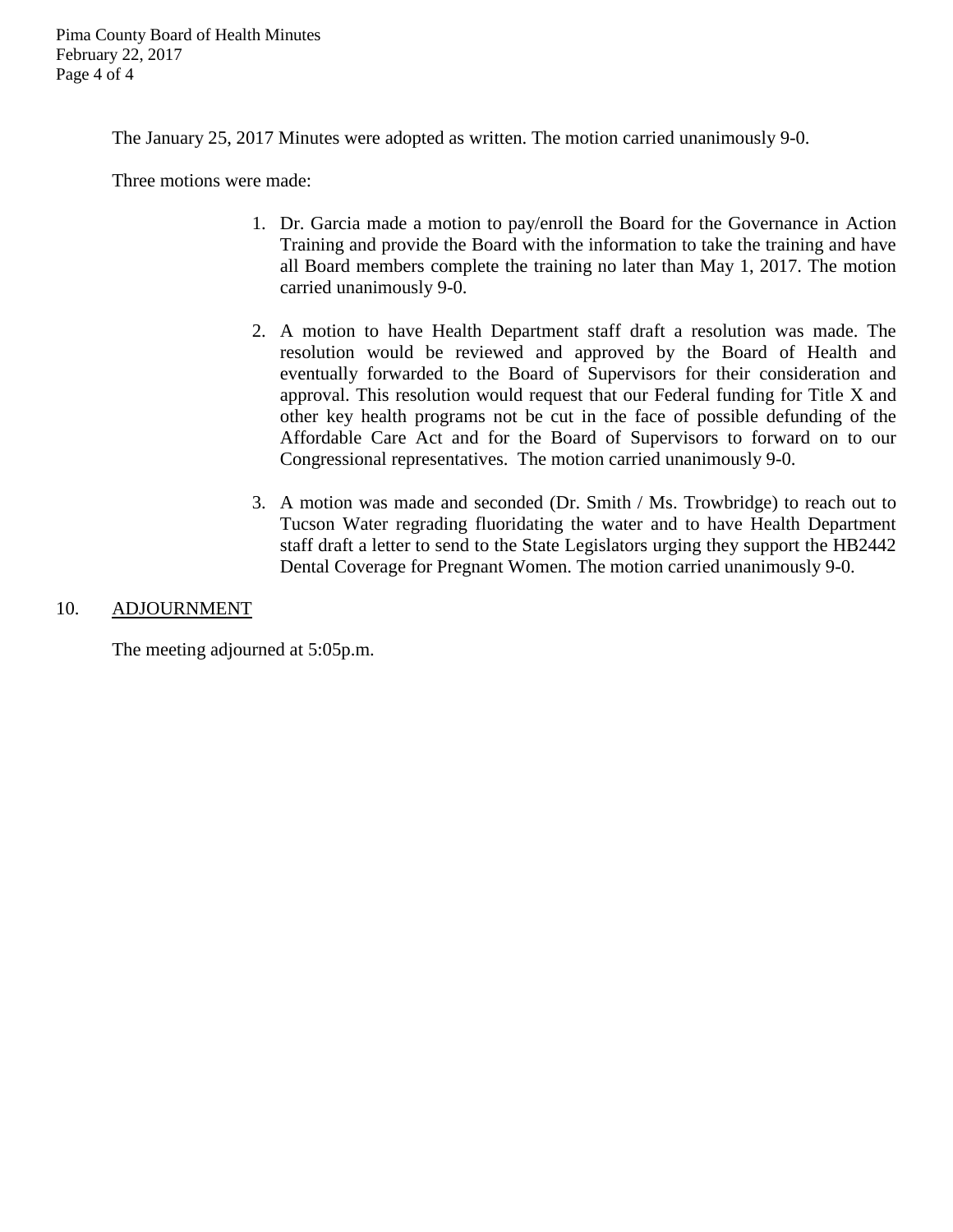The January 25, 2017 Minutes were adopted as written. The motion carried unanimously 9-0.

Three motions were made:

1. Dr. Garcia made a motion to pay/enroll the Board for the Governance in Action Training and provide the Board with the information to take the training and have all Board members complete the training no later than May 1, 2017. The motion carried unanimously 9-0.

2. A motion to have Health Department staff draft a resolution was made. The resolution would be reviewed and approved by the Board of Health and eventually forwarded to the Board of Supervisors for their consideration and approval. This resolution would request that our Federal funding for Title X and other key health programs not be cut in the face of possible defunding of the Affordable Care Act and for the Board of Supervisors to forward on to our Congressional representatives. The motion carried unanimously 9-0.

3. A motion was made and seconded (Dr. Smith / Ms. Trowbridge) to reach out to Tucson Water regrading fluoridating the water and to have Health Department staff draft a letter to send to the State Legislators urging they support the HB2442 Dental Coverage for Pregnant Women. The motion carried unanimously 9-0.

## 10. ADJOURNMENT

The meeting adjourned at 5:05p.m.